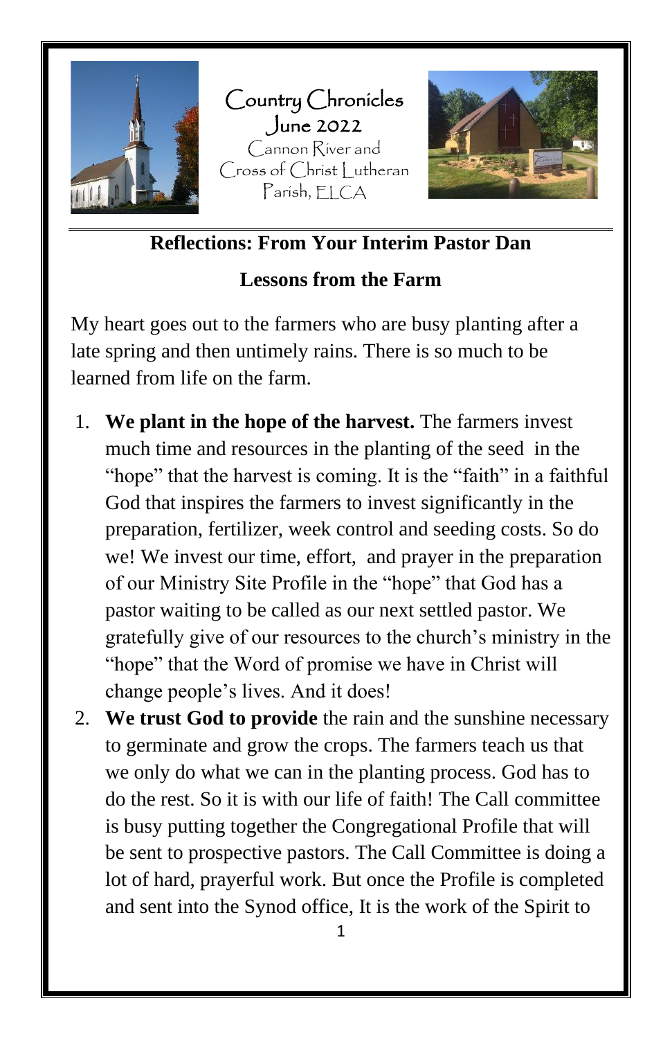# Country Chronicles

June 2022

Cannon River and Cross of Christ Lutheran Parish, ELCA

## Reflections: From Your Interim Pastor Dan

### Lessons from the Farm

My heart goes out to the farmers who are busy planting after a late spring and then untimely rains. There is so much to be learned from life on the farm.

1. **We plant in the hope of the harvest.** The farmers invest much time and resources in the planting of the seed in the "hope" that the harvest is coming. It is the "faith" in a faithful God that inspires the farmers to invest significantly in the preparation, fertilizer, week control and seeding costs. So do we! We invest our time, effort, and prayer in the preparation of our Ministry Site Profile in the "hope" that God has a pastor waiting to be called as our next settled pastor. We gratefully give of our resources to the church's ministry in the "hope" that the Word of promise we have in Christ will change people's lives. And it does!
2. **We trust God to provide** the rain and the sunshine necessary to germinate and grow the crops. The farmers teach us that we only do what we can in the planting process. God has to do the rest. So it is with our life of faith! The Call committee is busy putting together the Congregational Profile that will be sent to prospective pastors. The Call Committee is doing a lot of hard, prayerful work. But once the Profile is completed and sent into the Synod office, It is the work of the Spirit to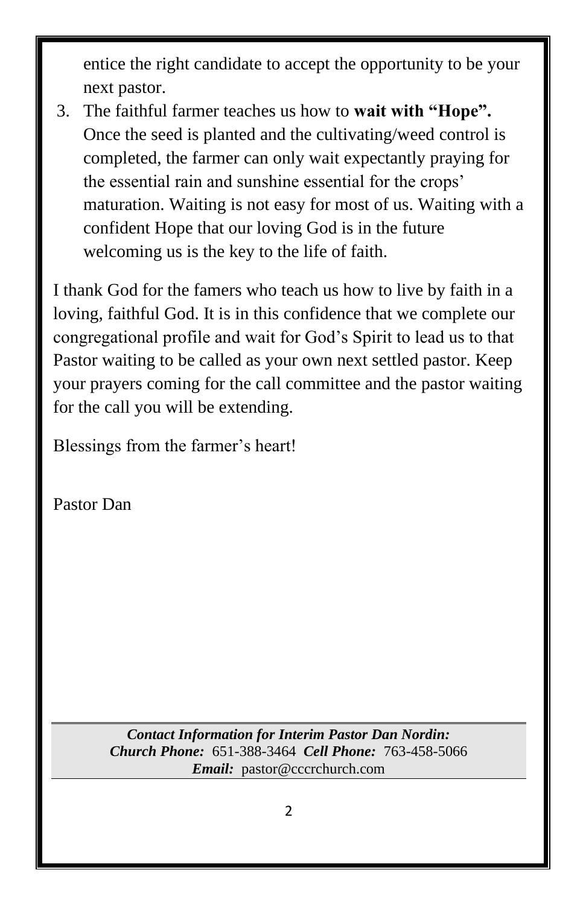entice the right candidate to accept the opportunity to be your next pastor.

3. The faithful farmer teaches us how to **wait with "Hope".** Once the seed is planted and the cultivating/weed control is completed, the farmer can only wait expectantly praying for the essential rain and sunshine essential for the crops' maturation. Waiting is not easy for most of us. Waiting with a confident Hope that our loving God is in the future welcoming us is the key to the life of faith.

I thank God for the famers who teach us how to live by faith in a loving, faithful God. It is in this confidence that we complete our congregational profile and wait for God's Spirit to lead us to that Pastor waiting to be called as your own next settled pastor. Keep your prayers coming for the call committee and the pastor waiting for the call you will be extending.

Blessings from the farmer's heart!

Pastor Dan

***Contact Information for Interim Pastor Dan Nordin:***
***Church Phone:*** 651-388-3464 ***Cell Phone:*** 763-458-5066
***Email:*** pastor@cccrchurch.com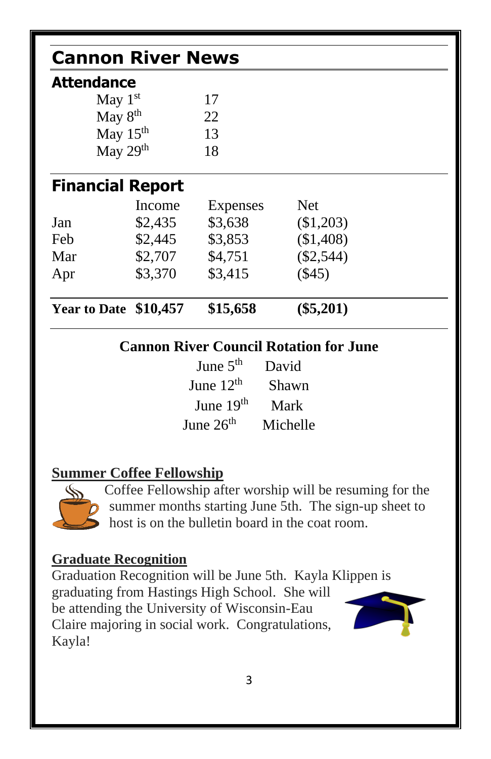# Cannon River News

## Attendance

| | |
|---|---|
| May 1st | 17 |
| May 8th | 22 |
| May 15th | 13 |
| May 29th | 18 |

## Financial Report

| | Income | Expenses | Net |
|---|---|---|---|
| Jan | $2,435 | $3,638 | ($1,203) |
| Feb | $2,445 | $3,853 | ($1,408) |
| Mar | $2,707 | $4,751 | ($2,544) |
| Apr | $3,370 | $3,415 | ($45) |
| **Year to Date** | **$10,457** | **$15,658** | **($5,201)** |

### Cannon River Council Rotation for June

| | |
|---|---|
| June 5th | David |
| June 12th | Shawn |
| June 19th | Mark |
| June 26th | Michelle |

### Summer Coffee Fellowship

Coffee Fellowship after worship will be resuming for the summer months starting June 5th. The sign-up sheet to host is on the bulletin board in the coat room.

### Graduate Recognition

Graduation Recognition will be June 5th. Kayla Klippen is graduating from Hastings High School. She will be attending the University of Wisconsin-Eau Claire majoring in social work. Congratulations, Kayla!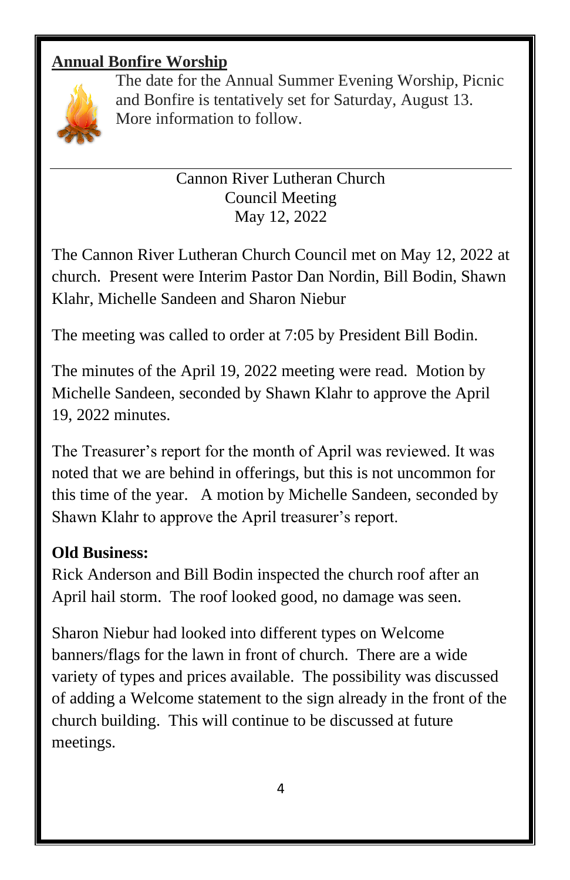## Annual Bonfire Worship

The date for the Annual Summer Evening Worship, Picnic and Bonfire is tentatively set for Saturday, August 13. More information to follow.

---

Cannon River Lutheran Church
Council Meeting
May 12, 2022

The Cannon River Lutheran Church Council met on May 12, 2022 at church. Present were Interim Pastor Dan Nordin, Bill Bodin, Shawn Klahr, Michelle Sandeen and Sharon Niebur

The meeting was called to order at 7:05 by President Bill Bodin.

The minutes of the April 19, 2022 meeting were read. Motion by Michelle Sandeen, seconded by Shawn Klahr to approve the April 19, 2022 minutes.

The Treasurer's report for the month of April was reviewed. It was noted that we are behind in offerings, but this is not uncommon for this time of the year. A motion by Michelle Sandeen, seconded by Shawn Klahr to approve the April treasurer's report.

**Old Business:**
Rick Anderson and Bill Bodin inspected the church roof after an April hail storm. The roof looked good, no damage was seen.

Sharon Niebur had looked into different types on Welcome banners/flags for the lawn in front of church. There are a wide variety of types and prices available. The possibility was discussed of adding a Welcome statement to the sign already in the front of the church building. This will continue to be discussed at future meetings.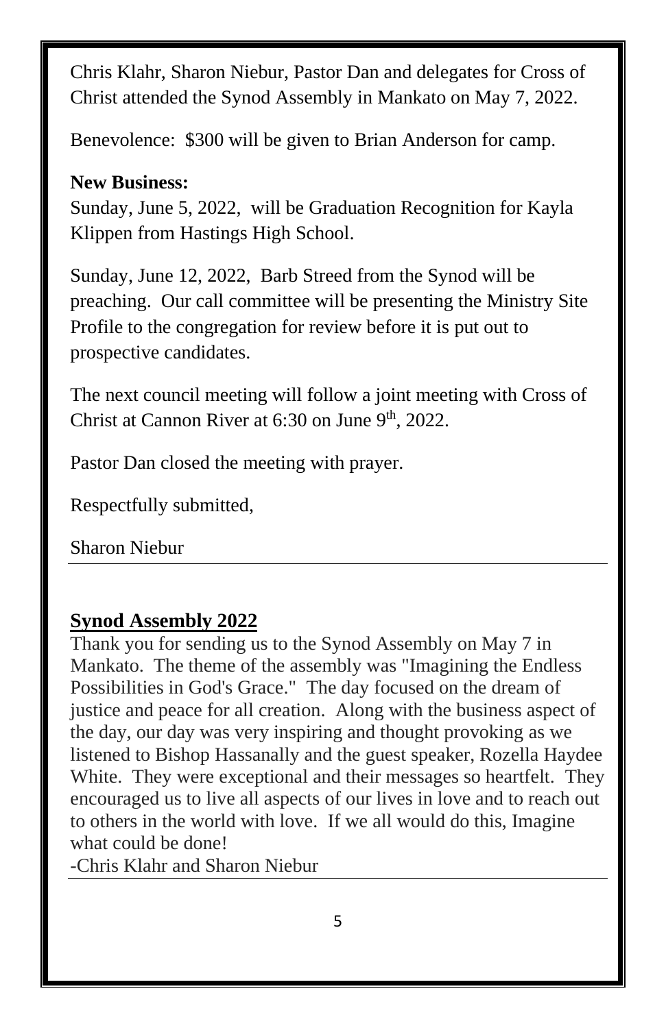Chris Klahr, Sharon Niebur, Pastor Dan and delegates for Cross of Christ attended the Synod Assembly in Mankato on May 7, 2022.

Benevolence: $300 will be given to Brian Anderson for camp.

**New Business:**
Sunday, June 5, 2022, will be Graduation Recognition for Kayla Klippen from Hastings High School.

Sunday, June 12, 2022, Barb Streed from the Synod will be preaching. Our call committee will be presenting the Ministry Site Profile to the congregation for review before it is put out to prospective candidates.

The next council meeting will follow a joint meeting with Cross of Christ at Cannon River at 6:30 on June 9th, 2022.

Pastor Dan closed the meeting with prayer.

Respectfully submitted,

Sharon Niebur

---

## Synod Assembly 2022

Thank you for sending us to the Synod Assembly on May 7 in Mankato. The theme of the assembly was "Imagining the Endless Possibilities in God's Grace." The day focused on the dream of justice and peace for all creation. Along with the business aspect of the day, our day was very inspiring and thought provoking as we listened to Bishop Hassanally and the guest speaker, Rozella Haydee White. They were exceptional and their messages so heartfelt. They encouraged us to live all aspects of our lives in love and to reach out to others in the world with love. If we all would do this, Imagine what could be done!

-Chris Klahr and Sharon Niebur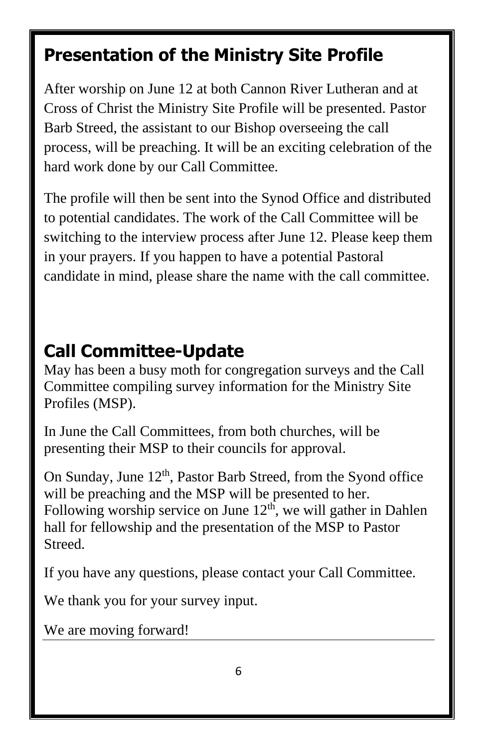## Presentation of the Ministry Site Profile

After worship on June 12 at both Cannon River Lutheran and at Cross of Christ the Ministry Site Profile will be presented. Pastor Barb Streed, the assistant to our Bishop overseeing the call process, will be preaching. It will be an exciting celebration of the hard work done by our Call Committee.

The profile will then be sent into the Synod Office and distributed to potential candidates. The work of the Call Committee will be switching to the interview process after June 12. Please keep them in your prayers. If you happen to have a potential Pastoral candidate in mind, please share the name with the call committee.

## Call Committee-Update

May has been a busy moth for congregation surveys and the Call Committee compiling survey information for the Ministry Site Profiles (MSP).

In June the Call Committees, from both churches, will be presenting their MSP to their councils for approval.

On Sunday, June 12th, Pastor Barb Streed, from the Syond office will be preaching and the MSP will be presented to her. Following worship service on June 12th, we will gather in Dahlen hall for fellowship and the presentation of the MSP to Pastor Streed.

If you have any questions, please contact your Call Committee.

We thank you for your survey input.

We are moving forward!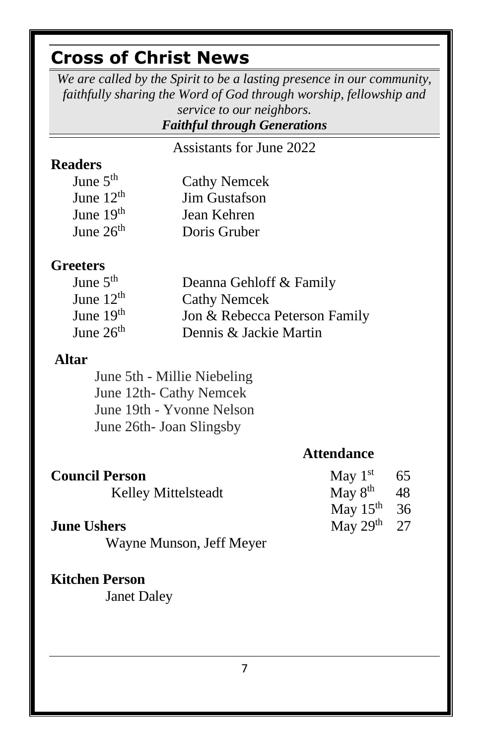## Cross of Christ News

*We are called by the Spirit to be a lasting presence in our community, faithfully sharing the Word of God through worship, fellowship and service to our neighbors.*

***Faithful through Generations***

Assistants for June 2022

**Readers**

| | |
|---|---|
| June 5th | Cathy Nemcek |
| June 12th | Jim Gustafson |
| June 19th | Jean Kehren |
| June 26th | Doris Gruber |

**Greeters**

| | |
|---|---|
| June 5th | Deanna Gehloff & Family |
| June 12th | Cathy Nemcek |
| June 19th | Jon & Rebecca Peterson Family |
| June 26th | Dennis & Jackie Martin |

**Altar**

June 5th - Millie Niebeling
June 12th- Cathy Nemcek
June 19th - Yvonne Nelson
June 26th- Joan Slingsby

**Council Person**

Kelley Mittelsteadt

**June Ushers**

Wayne Munson, Jeff Meyer

**Kitchen Person**

Janet Daley

**Attendance**

| | |
|---|---|
| May 1st | 65 |
| May 8th | 48 |
| May 15th | 36 |
| May 29th | 27 |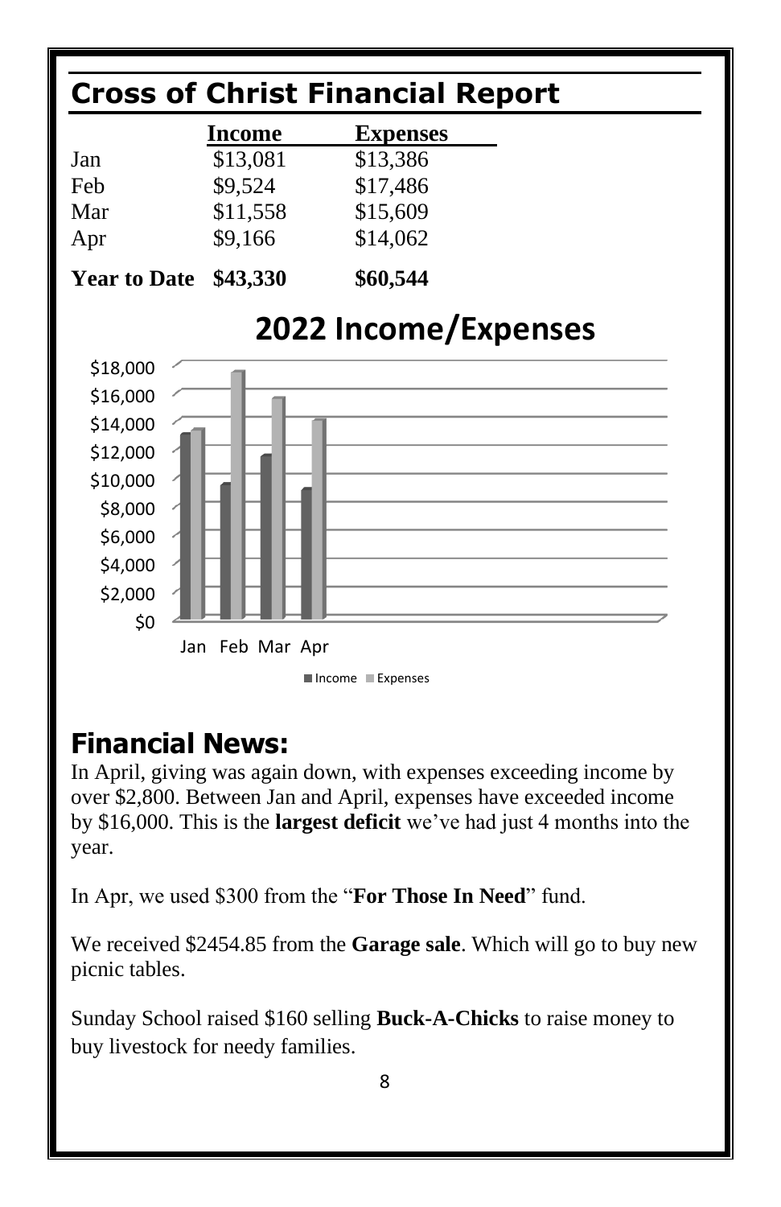# Cross of Christ Financial Report

| | Income | Expenses |
|---|---|---|
| Jan | $13,081 | $13,386 |
| Feb | $9,524 | $17,486 |
| Mar | $11,558 | $15,609 |
| Apr | $9,166 | $14,062 |
| **Year to Date** | **$43,330** | **$60,544** |

## 2022 Income/Expenses

| | Income | Expenses |
|---|---|---|
| Jan | $13,081 | $13,386 |
| Feb | $9,524 | $17,486 |
| Mar | $11,558 | $15,609 |
| Apr | $9,166 | $14,062 |

# Financial News:

In April, giving was again down, with expenses exceeding income by over $2,800. Between Jan and April, expenses have exceeded income by $16,000. This is the **largest deficit** we've had just 4 months into the year.

In Apr, we used $300 from the "**For Those In Need**" fund.

We received $2454.85 from the **Garage sale**. Which will go to buy new picnic tables.

Sunday School raised $160 selling **Buck-A-Chicks** to raise money to buy livestock for needy families.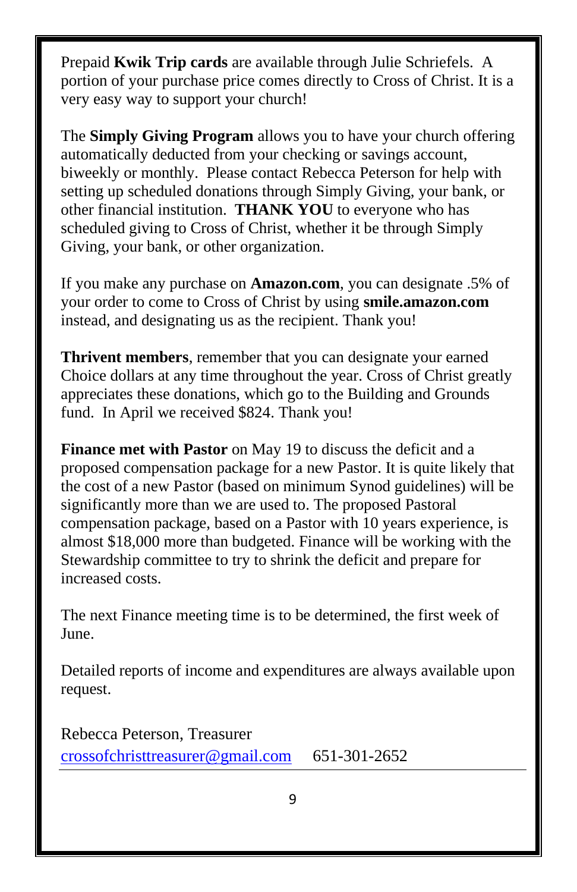Prepaid **Kwik Trip cards** are available through Julie Schriefels. A portion of your purchase price comes directly to Cross of Christ. It is a very easy way to support your church!

The **Simply Giving Program** allows you to have your church offering automatically deducted from your checking or savings account, biweekly or monthly. Please contact Rebecca Peterson for help with setting up scheduled donations through Simply Giving, your bank, or other financial institution. **THANK YOU** to everyone who has scheduled giving to Cross of Christ, whether it be through Simply Giving, your bank, or other organization.

If you make any purchase on **Amazon.com**, you can designate .5% of your order to come to Cross of Christ by using **smile.amazon.com** instead, and designating us as the recipient. Thank you!

**Thrivent members**, remember that you can designate your earned Choice dollars at any time throughout the year. Cross of Christ greatly appreciates these donations, which go to the Building and Grounds fund. In April we received $824. Thank you!

**Finance met with Pastor** on May 19 to discuss the deficit and a proposed compensation package for a new Pastor. It is quite likely that the cost of a new Pastor (based on minimum Synod guidelines) will be significantly more than we are used to. The proposed Pastoral compensation package, based on a Pastor with 10 years experience, is almost $18,000 more than budgeted. Finance will be working with the Stewardship committee to try to shrink the deficit and prepare for increased costs.

The next Finance meeting time is to be determined, the first week of June.

Detailed reports of income and expenditures are always available upon request.

Rebecca Peterson, Treasurer
crossofchristtreasurer@gmail.com 651-301-2652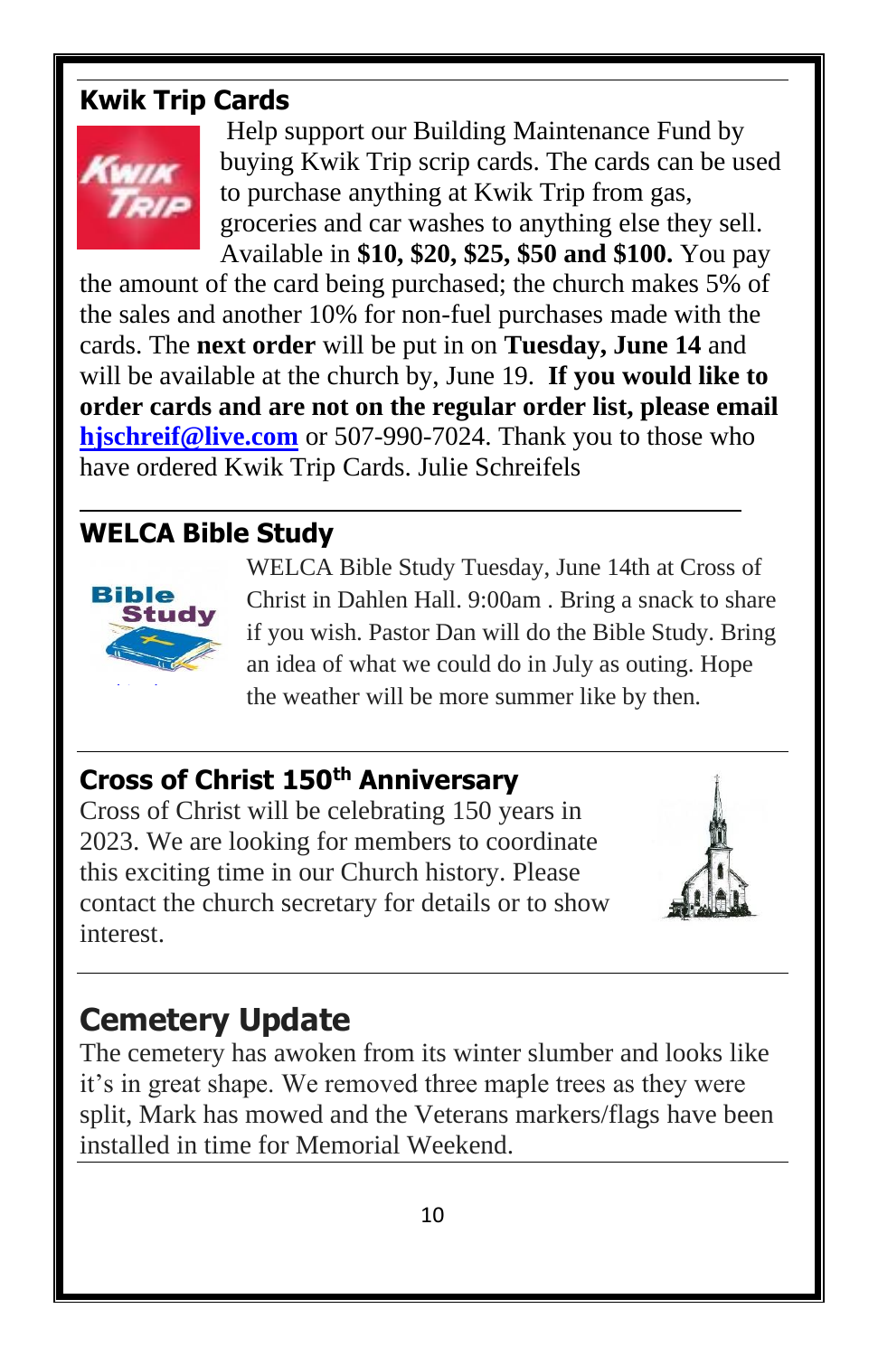## Kwik Trip Cards

Help support our Building Maintenance Fund by buying Kwik Trip scrip cards. The cards can be used to purchase anything at Kwik Trip from gas, groceries and car washes to anything else they sell. Available in **$10, $20, $25, $50 and $100.** You pay the amount of the card being purchased; the church makes 5% of the sales and another 10% for non-fuel purchases made with the cards. The **next order** will be put in on **Tuesday, June 14** and will be available at the church by, June 19. **If you would like to order cards and are not on the regular order list, please email** **hjschreif@live.com** or 507-990-7024. Thank you to those who have ordered Kwik Trip Cards. Julie Schreifels

## WELCA Bible Study

WELCA Bible Study Tuesday, June 14th at Cross of Christ in Dahlen Hall. 9:00am . Bring a snack to share if you wish. Pastor Dan will do the Bible Study. Bring an idea of what we could do in July as outing. Hope the weather will be more summer like by then.

## Cross of Christ 150th Anniversary

Cross of Christ will be celebrating 150 years in 2023. We are looking for members to coordinate this exciting time in our Church history. Please contact the church secretary for details or to show interest.

# Cemetery Update

The cemetery has awoken from its winter slumber and looks like it's in great shape. We removed three maple trees as they were split, Mark has mowed and the Veterans markers/flags have been installed in time for Memorial Weekend.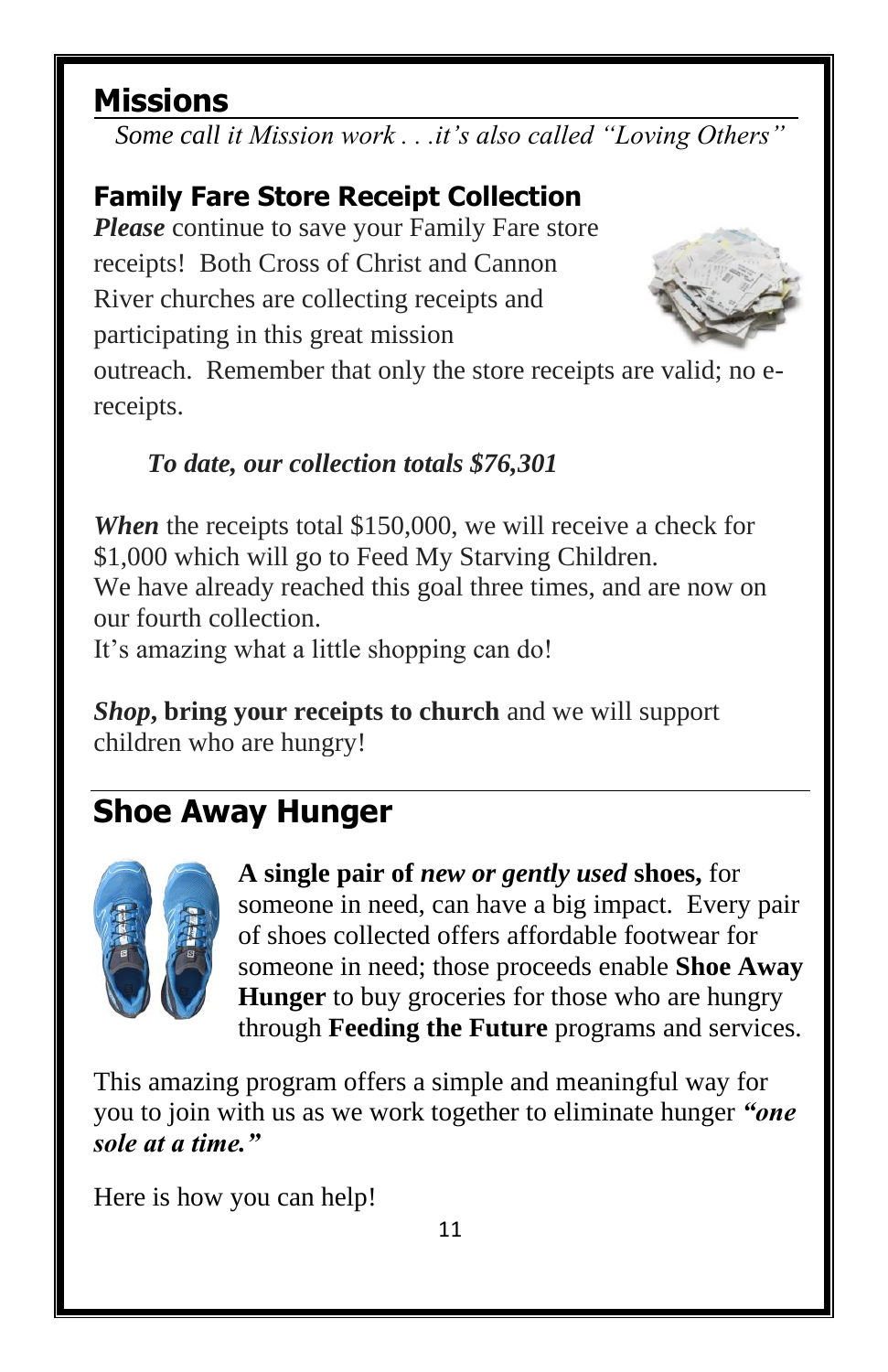# Missions

*Some call it Mission work . . .it's also called "Loving Others"*

## Family Fare Store Receipt Collection

***Please*** continue to save your Family Fare store receipts! Both Cross of Christ and Cannon River churches are collecting receipts and participating in this great mission outreach. Remember that only the store receipts are valid; no e-receipts.

***To date, our collection totals $76,301***

***When*** the receipts total $150,000, we will receive a check for $1,000 which will go to Feed My Starving Children.
We have already reached this goal three times, and are now on our fourth collection.
It's amazing what a little shopping can do!

***Shop*, bring your receipts to church** and we will support children who are hungry!

## Shoe Away Hunger

**A single pair of *new or gently used* shoes,** for someone in need, can have a big impact. Every pair of shoes collected offers affordable footwear for someone in need; those proceeds enable **Shoe Away Hunger** to buy groceries for those who are hungry through **Feeding the Future** programs and services.

This amazing program offers a simple and meaningful way for you to join with us as we work together to eliminate hunger ***"one sole at a time."***

Here is how you can help!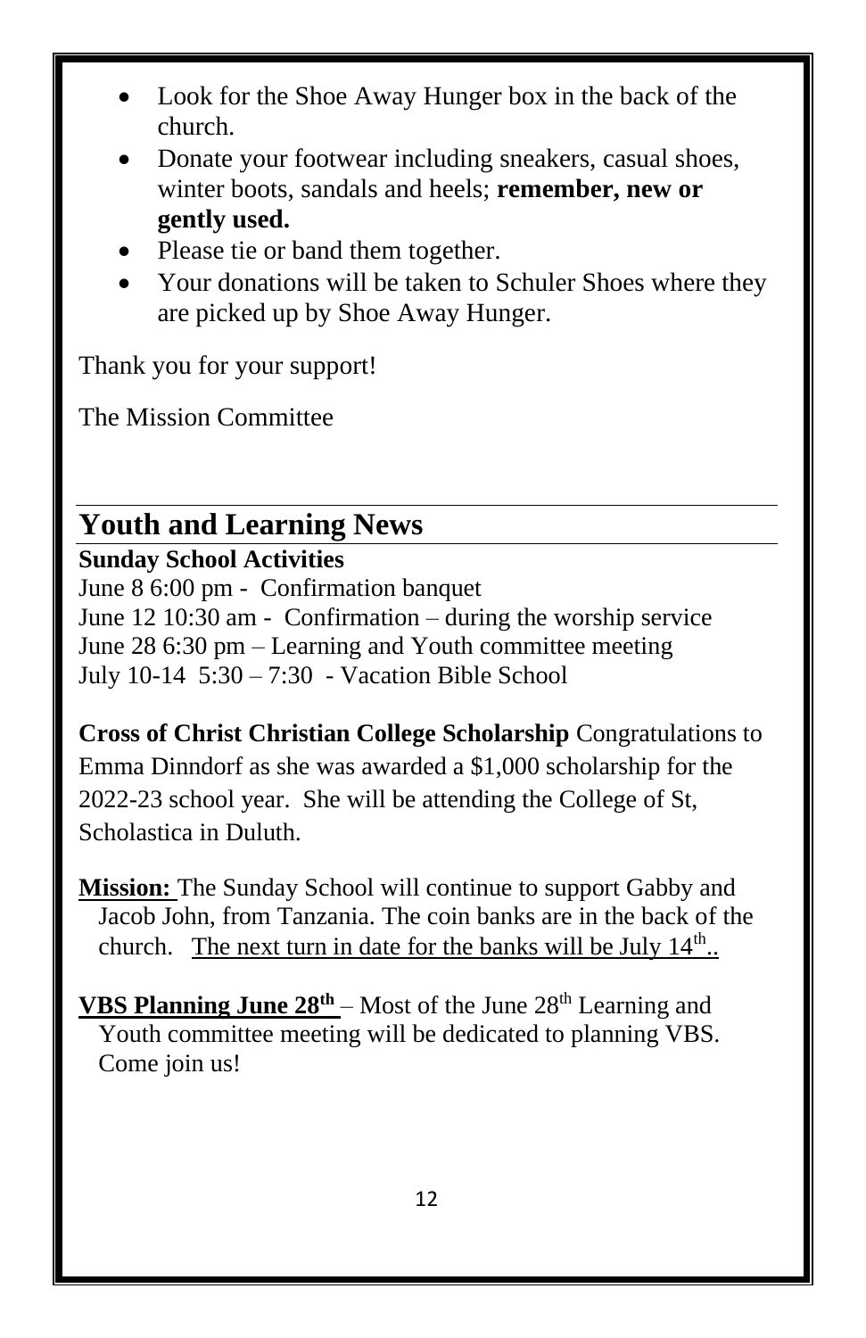- Look for the Shoe Away Hunger box in the back of the church.
- Donate your footwear including sneakers, casual shoes, winter boots, sandals and heels; **remember, new or gently used.**
- Please tie or band them together.
- Your donations will be taken to Schuler Shoes where they are picked up by Shoe Away Hunger.

Thank you for your support!

The Mission Committee

## Youth and Learning News

**Sunday School Activities**

June 8 6:00 pm - Confirmation banquet
June 12 10:30 am - Confirmation – during the worship service
June 28 6:30 pm – Learning and Youth committee meeting
July 10-14 5:30 – 7:30 - Vacation Bible School

**Cross of Christ Christian College Scholarship** Congratulations to Emma Dinndorf as she was awarded a $1,000 scholarship for the 2022-23 school year. She will be attending the College of St, Scholastica in Duluth.

**Mission:** The Sunday School will continue to support Gabby and Jacob John, from Tanzania. The coin banks are in the back of the church. The next turn in date for the banks will be July 14th..

**VBS Planning June 28th** – Most of the June 28th Learning and Youth committee meeting will be dedicated to planning VBS. Come join us!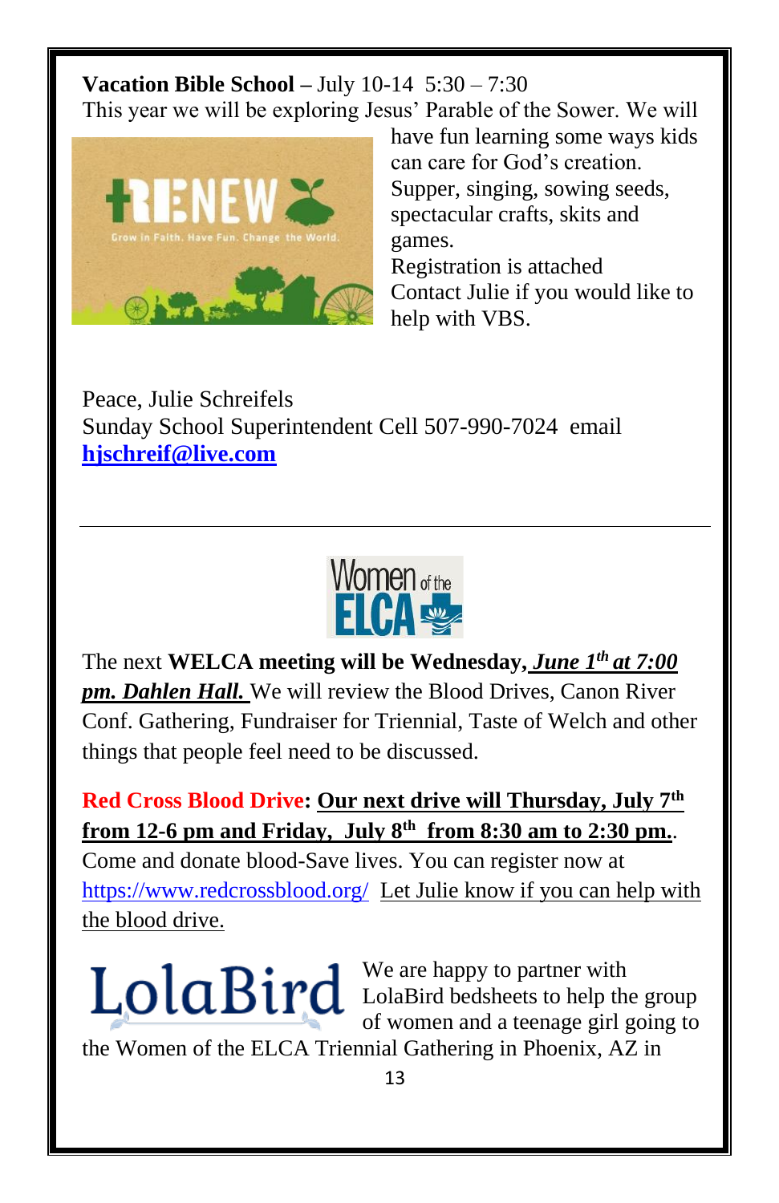**Vacation Bible School –** July 10-14  5:30 – 7:30
This year we will be exploring Jesus' Parable of the Sower. We will have fun learning some ways kids can care for God's creation. Supper, singing, sowing seeds, spectacular crafts, skits and games.
Registration is attached
Contact Julie if you would like to help with VBS.

Peace, Julie Schreifels
Sunday School Superintendent Cell 507-990-7024  email
[hjschreif@live.com](mailto:hjschreif@live.com)

---

The next **WELCA meeting will be Wednesday,** ***June 1th at 7:00 pm. Dahlen Hall.*** We will review the Blood Drives, Canon River Conf. Gathering, Fundraiser for Triennial, Taste of Welch and other things that people feel need to be discussed.

**Red Cross Blood Drive: Our next drive will Thursday, July 7th from 12-6 pm and Friday, July 8th from 8:30 am to 2:30 pm.**. Come and donate blood-Save lives. You can register now at https://www.redcrossblood.org/ Let Julie know if you can help with the blood drive.

We are happy to partner with LolaBird bedsheets to help the group of women and a teenage girl going to the Women of the ELCA Triennial Gathering in Phoenix, AZ in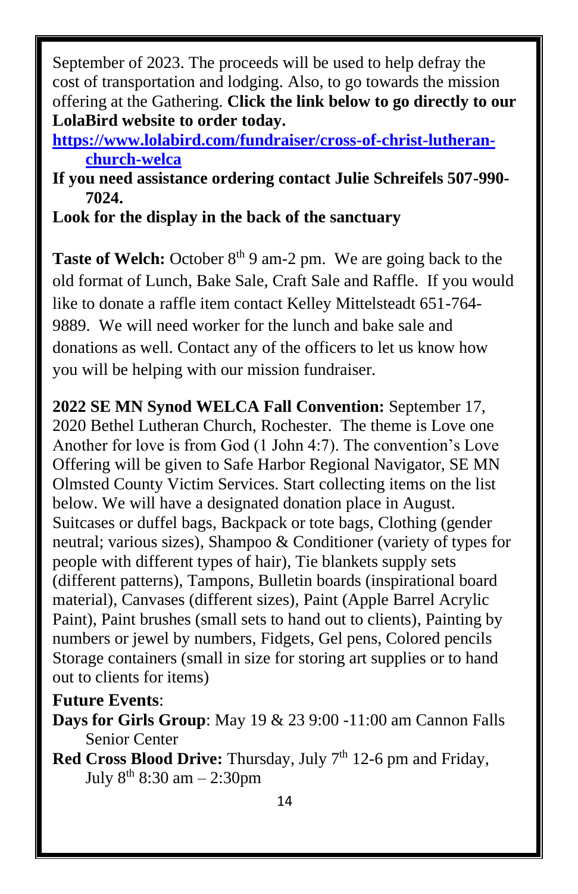September of 2023. The proceeds will be used to help defray the cost of transportation and lodging. Also, to go towards the mission offering at the Gathering. **Click the link below to go directly to our LolaBird website to order today.**

**[https://www.lolabird.com/fundraiser/cross-of-christ-lutheran-church-welca](https://www.lolabird.com/fundraiser/cross-of-christ-lutheran-church-welca)**

**If you need assistance ordering contact Julie Schreifels 507-990-7024.**

**Look for the display in the back of the sanctuary**

**Taste of Welch:** October 8th 9 am-2 pm. We are going back to the old format of Lunch, Bake Sale, Craft Sale and Raffle. If you would like to donate a raffle item contact Kelley Mittelsteadt 651-764-9889. We will need worker for the lunch and bake sale and donations as well. Contact any of the officers to let us know how you will be helping with our mission fundraiser.

**2022 SE MN Synod WELCA Fall Convention:** September 17, 2020 Bethel Lutheran Church, Rochester. The theme is Love one Another for love is from God (1 John 4:7). The convention's Love Offering will be given to Safe Harbor Regional Navigator, SE MN Olmsted County Victim Services. Start collecting items on the list below. We will have a designated donation place in August. Suitcases or duffel bags, Backpack or tote bags, Clothing (gender neutral; various sizes), Shampoo & Conditioner (variety of types for people with different types of hair), Tie blankets supply sets (different patterns), Tampons, Bulletin boards (inspirational board material), Canvases (different sizes), Paint (Apple Barrel Acrylic Paint), Paint brushes (small sets to hand out to clients), Painting by numbers or jewel by numbers, Fidgets, Gel pens, Colored pencils Storage containers (small in size for storing art supplies or to hand out to clients for items)

**Future Events**:

**Days for Girls Group**: May 19 & 23 9:00 -11:00 am Cannon Falls Senior Center

**Red Cross Blood Drive:** Thursday, July 7th 12-6 pm and Friday, July 8th 8:30 am – 2:30pm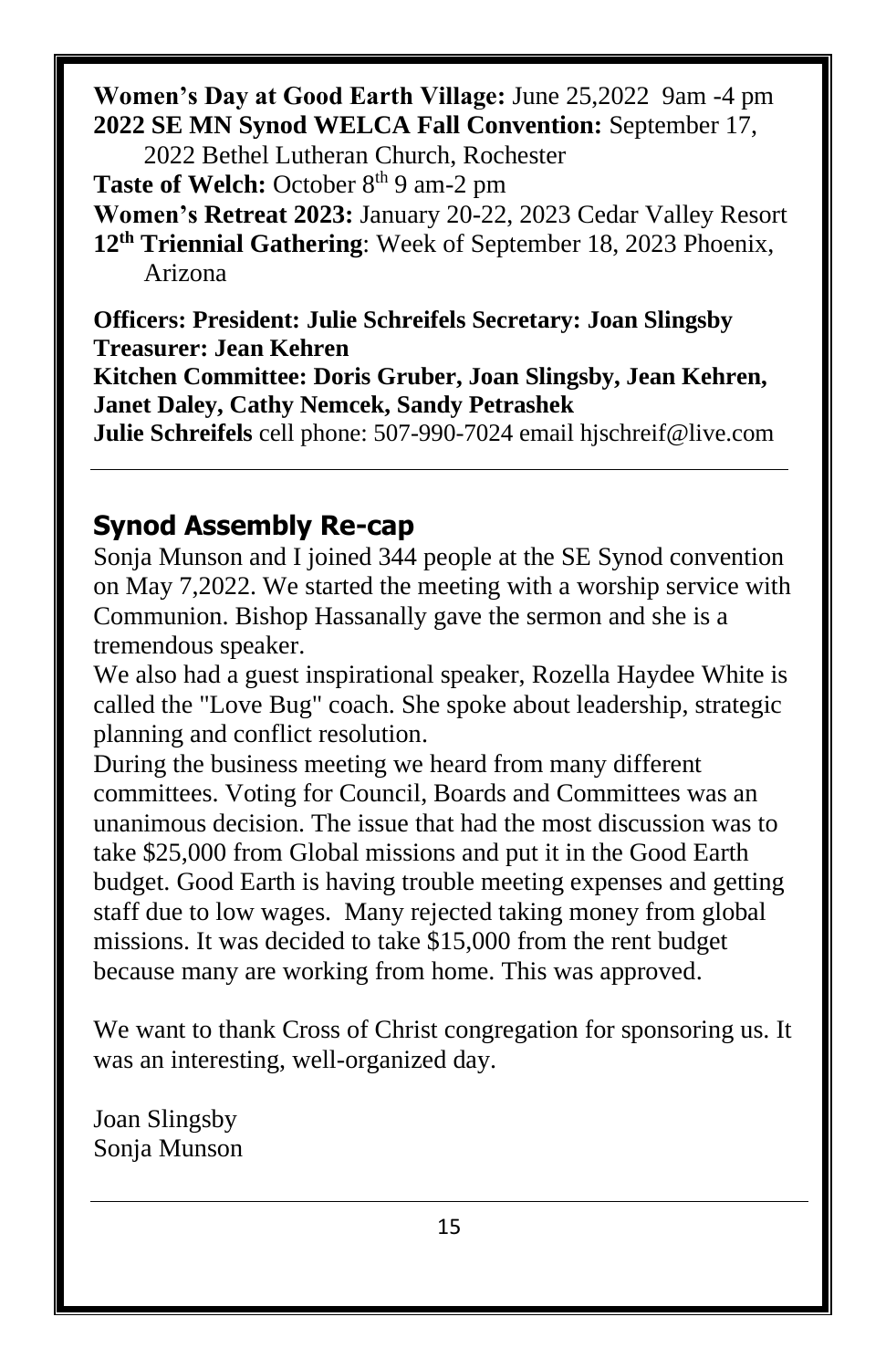**Women's Day at Good Earth Village:** June 25,2022 9am -4 pm
**2022 SE MN Synod WELCA Fall Convention:** September 17, 2022 Bethel Lutheran Church, Rochester
**Taste of Welch:** October 8th 9 am-2 pm
**Women's Retreat 2023:** January 20-22, 2023 Cedar Valley Resort
**12th Triennial Gathering**: Week of September 18, 2023 Phoenix, Arizona

**Officers: President: Julie Schreifels Secretary: Joan Slingsby Treasurer: Jean Kehren**
**Kitchen Committee: Doris Gruber, Joan Slingsby, Jean Kehren, Janet Daley, Cathy Nemcek, Sandy Petrashek**
**Julie Schreifels** cell phone: 507-990-7024 email hjschreif@live.com

---

## Synod Assembly Re-cap

Sonja Munson and I joined 344 people at the SE Synod convention on May 7,2022. We started the meeting with a worship service with Communion. Bishop Hassanally gave the sermon and she is a tremendous speaker.
We also had a guest inspirational speaker, Rozella Haydee White is called the "Love Bug" coach. She spoke about leadership, strategic planning and conflict resolution.
During the business meeting we heard from many different committees. Voting for Council, Boards and Committees was an unanimous decision. The issue that had the most discussion was to take $25,000 from Global missions and put it in the Good Earth budget. Good Earth is having trouble meeting expenses and getting staff due to low wages. Many rejected taking money from global missions. It was decided to take $15,000 from the rent budget because many are working from home. This was approved.

We want to thank Cross of Christ congregation for sponsoring us. It was an interesting, well-organized day.

Joan Slingsby
Sonja Munson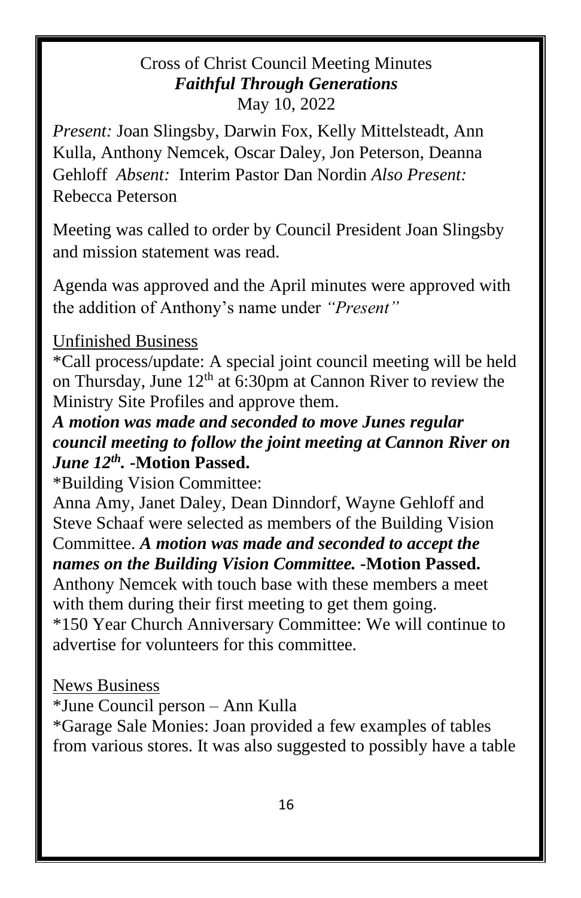Cross of Christ Council Meeting Minutes
***Faithful Through Generations***
May 10, 2022

*Present:* Joan Slingsby, Darwin Fox, Kelly Mittelsteadt, Ann Kulla, Anthony Nemcek, Oscar Daley, Jon Peterson, Deanna Gehloff *Absent:* Interim Pastor Dan Nordin *Also Present:* Rebecca Peterson

Meeting was called to order by Council President Joan Slingsby and mission statement was read.

Agenda was approved and the April minutes were approved with the addition of Anthony's name under *"Present"*

Unfinished Business

*Call process/update: A special joint council meeting will be held on Thursday, June 12th at 6:30pm at Cannon River to review the Ministry Site Profiles and approve them.

***A motion was made and seconded to move Junes regular council meeting to follow the joint meeting at Cannon River on June 12th.* -Motion Passed.**

*Building Vision Committee:

Anna Amy, Janet Daley, Dean Dinndorf, Wayne Gehloff and Steve Schaaf were selected as members of the Building Vision Committee. ***A motion was made and seconded to accept the names on the Building Vision Committee.* -Motion Passed.**

Anthony Nemcek with touch base with these members a meet with them during their first meeting to get them going.

*150 Year Church Anniversary Committee: We will continue to advertise for volunteers for this committee.

News Business

*June Council person – Ann Kulla

*Garage Sale Monies: Joan provided a few examples of tables from various stores. It was also suggested to possibly have a table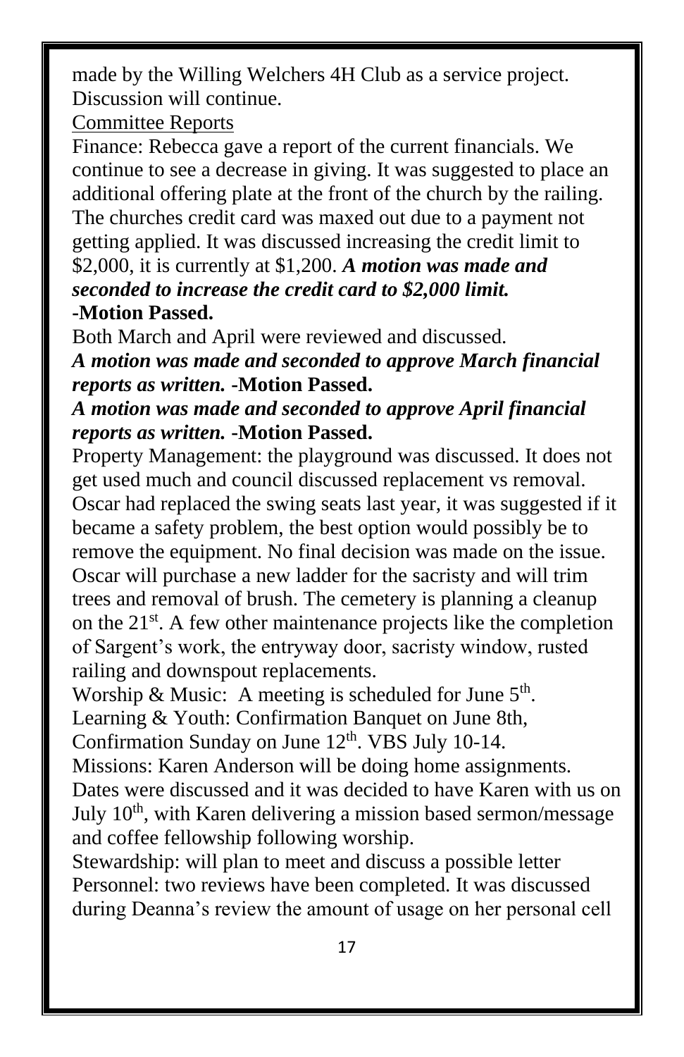made by the Willing Welchers 4H Club as a service project. Discussion will continue.

Committee Reports

Finance: Rebecca gave a report of the current financials. We continue to see a decrease in giving. It was suggested to place an additional offering plate at the front of the church by the railing. The churches credit card was maxed out due to a payment not getting applied. It was discussed increasing the credit limit to $2,000, it is currently at $1,200. ***A motion was made and seconded to increase the credit card to $2,000 limit.***
**-Motion Passed.**

Both March and April were reviewed and discussed.

***A motion was made and seconded to approve March financial reports as written.*** **-Motion Passed.**

***A motion was made and seconded to approve April financial reports as written.*** **-Motion Passed.**

Property Management: the playground was discussed. It does not get used much and council discussed replacement vs removal. Oscar had replaced the swing seats last year, it was suggested if it became a safety problem, the best option would possibly be to remove the equipment. No final decision was made on the issue. Oscar will purchase a new ladder for the sacristy and will trim trees and removal of brush. The cemetery is planning a cleanup on the 21st. A few other maintenance projects like the completion of Sargent's work, the entryway door, sacristy window, rusted railing and downspout replacements.

Worship & Music: A meeting is scheduled for June 5th.

Learning & Youth: Confirmation Banquet on June 8th, Confirmation Sunday on June 12th. VBS July 10-14.

Missions: Karen Anderson will be doing home assignments. Dates were discussed and it was decided to have Karen with us on July 10th, with Karen delivering a mission based sermon/message and coffee fellowship following worship.

Stewardship: will plan to meet and discuss a possible letter

Personnel: two reviews have been completed. It was discussed during Deanna's review the amount of usage on her personal cell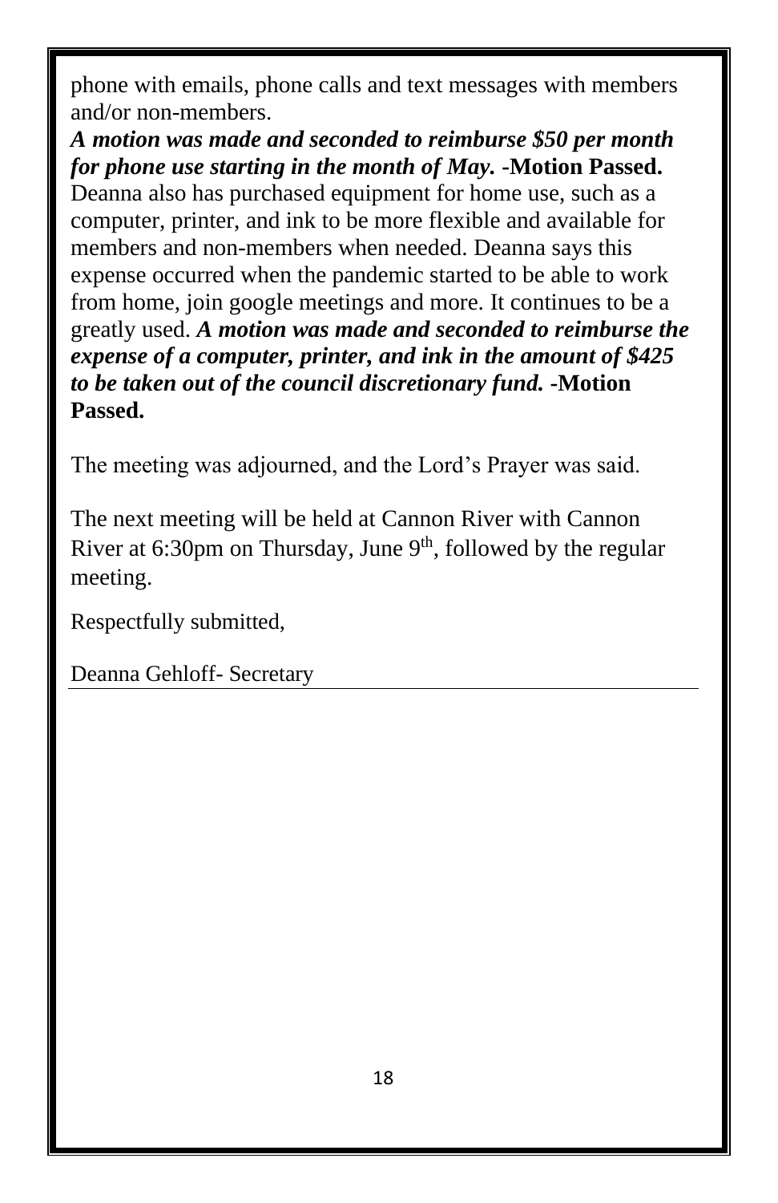phone with emails, phone calls and text messages with members and/or non-members.
***A motion was made and seconded to reimburse $50 per month for phone use starting in the month of May.*** **-Motion Passed.** Deanna also has purchased equipment for home use, such as a computer, printer, and ink to be more flexible and available for members and non-members when needed. Deanna says this expense occurred when the pandemic started to be able to work from home, join google meetings and more. It continues to be a greatly used. ***A motion was made and seconded to reimburse the expense of a computer, printer, and ink in the amount of $425 to be taken out of the council discretionary fund.*** **-Motion Passed.**

The meeting was adjourned, and the Lord's Prayer was said.

The next meeting will be held at Cannon River with Cannon River at 6:30pm on Thursday, June 9th, followed by the regular meeting.

Respectfully submitted,

Deanna Gehloff- Secretary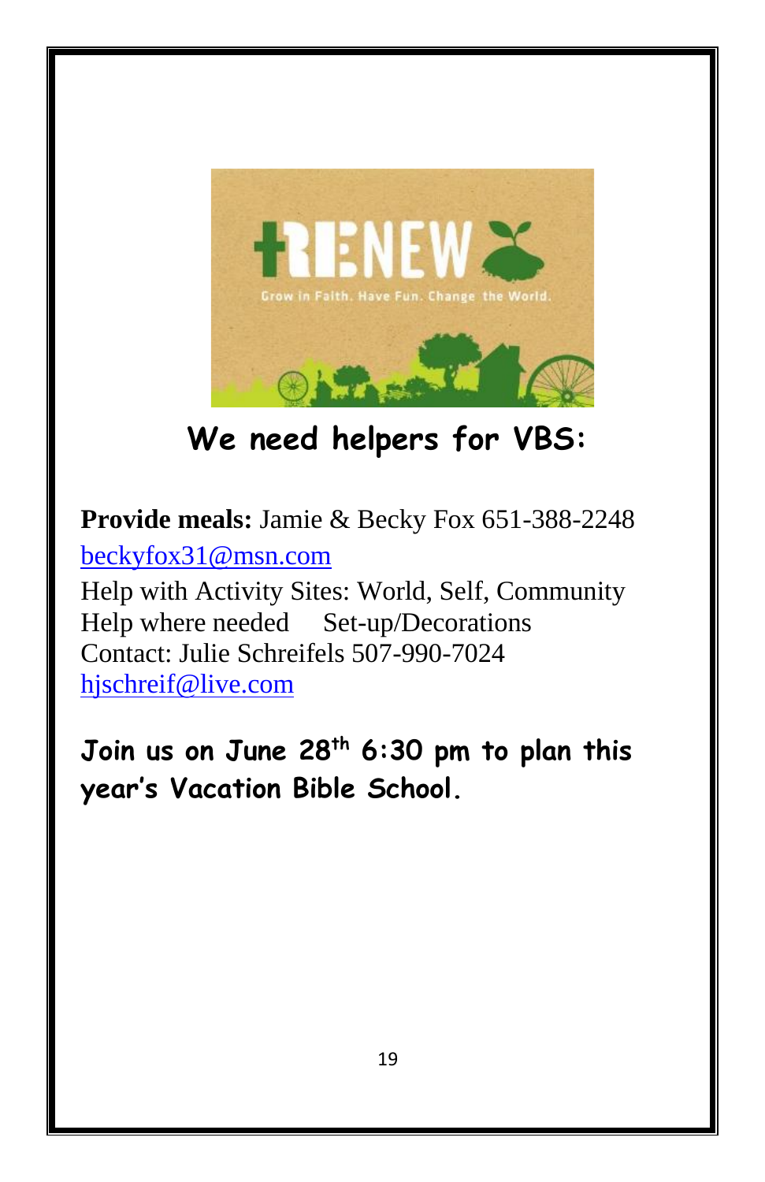## We need helpers for VBS:

**Provide meals:** Jamie & Becky Fox 651-388-2248
beckyfox31@msn.com

Help with Activity Sites: World, Self, Community
Help where needed     Set-up/Decorations
Contact: Julie Schreifels 507-990-7024
hjschreif@live.com

**Join us on June 28th 6:30 pm to plan this year's Vacation Bible School.**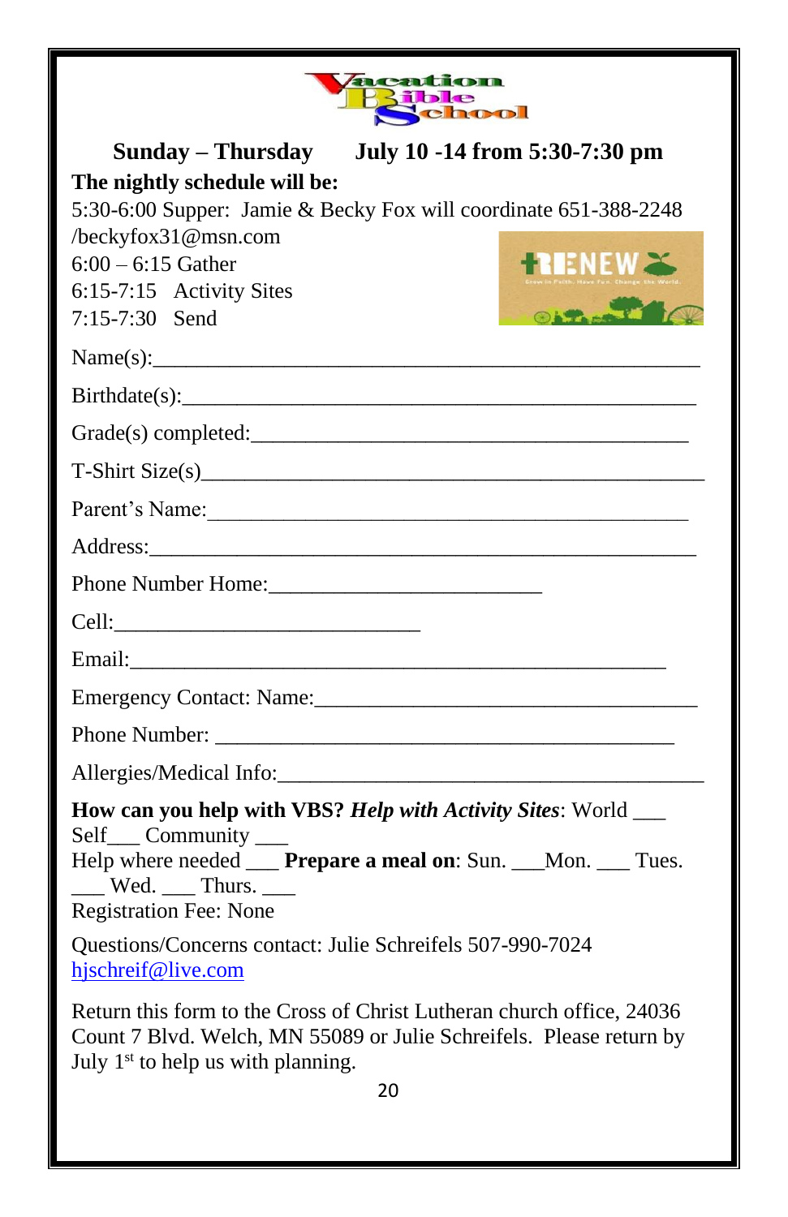# Vacation Bible School

**Sunday – Thursday July 10 -14 from 5:30-7:30 pm**

**The nightly schedule will be:**

5:30-6:00 Supper: Jamie & Becky Fox will coordinate 651-388-2248 /beckyfox31@msn.com
6:00 – 6:15 Gather
6:15-7:15 Activity Sites
7:15-7:30 Send

Name(s):_______________________________________________

Birthdate(s):____________________________________________

Grade(s) completed:______________________________________

T-Shirt Size(s)__________________________________________

Parent's Name:__________________________________________

Address:_______________________________________________

Phone Number Home:_______________________

Cell:____________________________

Email:__________________________________________

Emergency Contact: Name:__________________________________

Phone Number: ___________________________________________

Allergies/Medical Info:_____________________________________

**How can you help with VBS?** ***Help with Activity Sites***: World ___ Self___ Community ___
Help where needed ___ **Prepare a meal on**: Sun. ___Mon. ___ Tues. ___ Wed. ___ Thurs. ___
Registration Fee: None

Questions/Concerns contact: Julie Schreifels 507-990-7024 hjschreif@live.com

Return this form to the Cross of Christ Lutheran church office, 24036 Count 7 Blvd. Welch, MN 55089 or Julie Schreifels. Please return by July 1st to help us with planning.